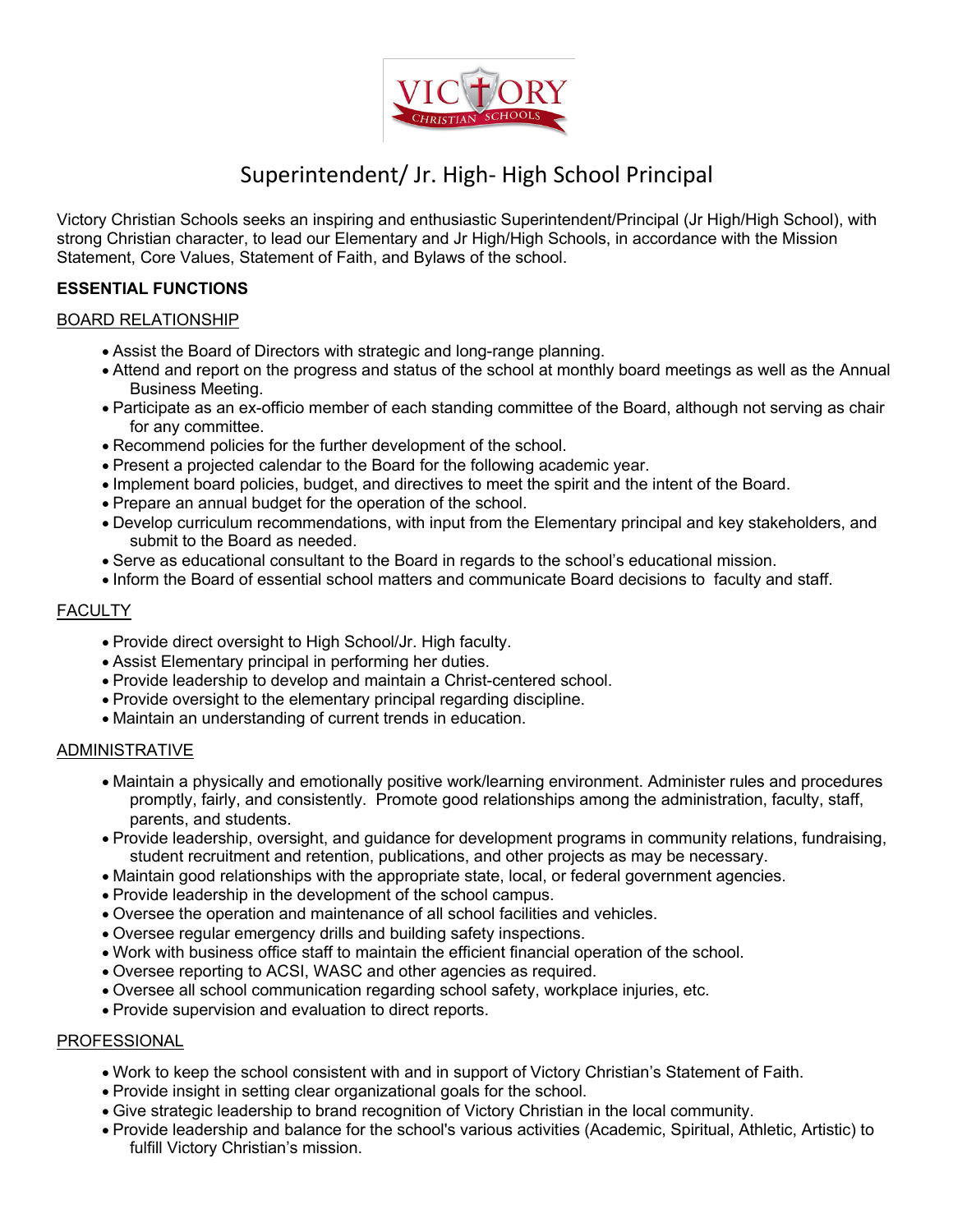# Superintendent/ Jr. High- High School Principal

Victory Christian Schools seeks an inspiring and enthusiastic Superintendent/Principal (Jr High/High School), with strong Christian character, to lead our Elementary and Jr High/High Schools, in accordance with the Mission Statement, Core Values, Statement of Faith, and Bylaws of the school.

**ESSENTIAL FUNCTIONS**

BOARD RELATIONSHIP

- Assist the Board of Directors with strategic and long-range planning.
- Attend and report on the progress and status of the school at monthly board meetings as well as the Annual Business Meeting.
- Participate as an ex-officio member of each standing committee of the Board, although not serving as chair for any committee.
- Recommend policies for the further development of the school.
- Present a projected calendar to the Board for the following academic year.
- Implement board policies, budget, and directives to meet the spirit and the intent of the Board.
- Prepare an annual budget for the operation of the school.
- Develop curriculum recommendations, with input from the Elementary principal and key stakeholders, and submit to the Board as needed.
- Serve as educational consultant to the Board in regards to the school's educational mission.
- Inform the Board of essential school matters and communicate Board decisions to faculty and staff.

FACULTY

- Provide direct oversight to High School/Jr. High faculty.
- Assist Elementary principal in performing her duties.
- Provide leadership to develop and maintain a Christ-centered school.
- Provide oversight to the elementary principal regarding discipline.
- Maintain an understanding of current trends in education.

ADMINISTRATIVE

- Maintain a physically and emotionally positive work/learning environment. Administer rules and procedures promptly, fairly, and consistently. Promote good relationships among the administration, faculty, staff, parents, and students.
- Provide leadership, oversight, and guidance for development programs in community relations, fundraising, student recruitment and retention, publications, and other projects as may be necessary.
- Maintain good relationships with the appropriate state, local, or federal government agencies.
- Provide leadership in the development of the school campus.
- Oversee the operation and maintenance of all school facilities and vehicles.
- Oversee regular emergency drills and building safety inspections.
- Work with business office staff to maintain the efficient financial operation of the school.
- Oversee reporting to ACSI, WASC and other agencies as required.
- Oversee all school communication regarding school safety, workplace injuries, etc.
- Provide supervision and evaluation to direct reports.

PROFESSIONAL

- Work to keep the school consistent with and in support of Victory Christian's Statement of Faith.
- Provide insight in setting clear organizational goals for the school.
- Give strategic leadership to brand recognition of Victory Christian in the local community.
- Provide leadership and balance for the school's various activities (Academic, Spiritual, Athletic, Artistic) to fulfill Victory Christian's mission.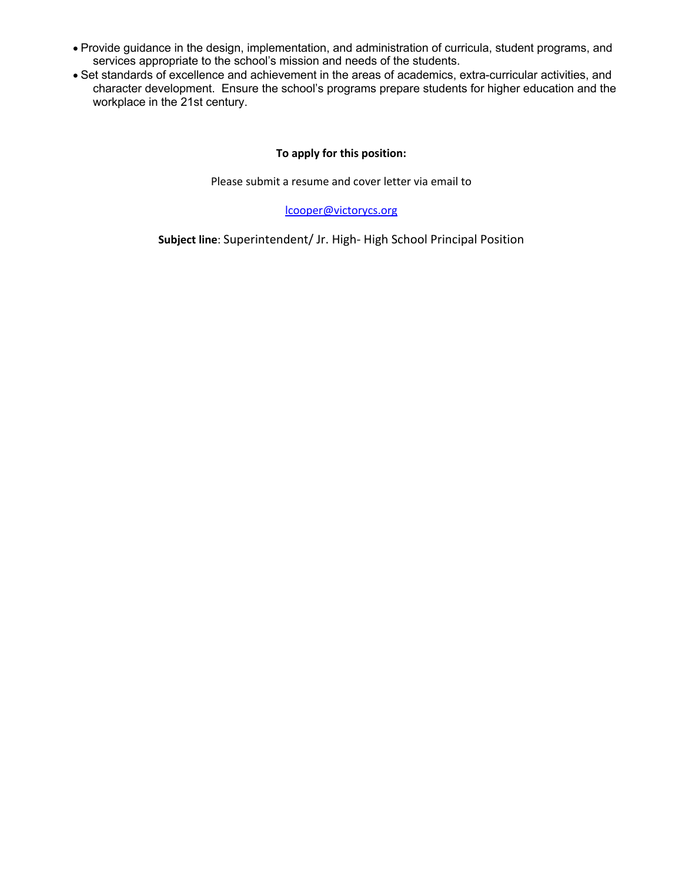- Provide guidance in the design, implementation, and administration of curricula, student programs, and services appropriate to the school's mission and needs of the students.
- Set standards of excellence and achievement in the areas of academics, extra-curricular activities, and character development. Ensure the school's programs prepare students for higher education and the workplace in the 21st century.

**To apply for this position:**

Please submit a resume and cover letter via email to

lcooper@victorycs.org

**Subject line**: Superintendent/ Jr. High- High School Principal Position